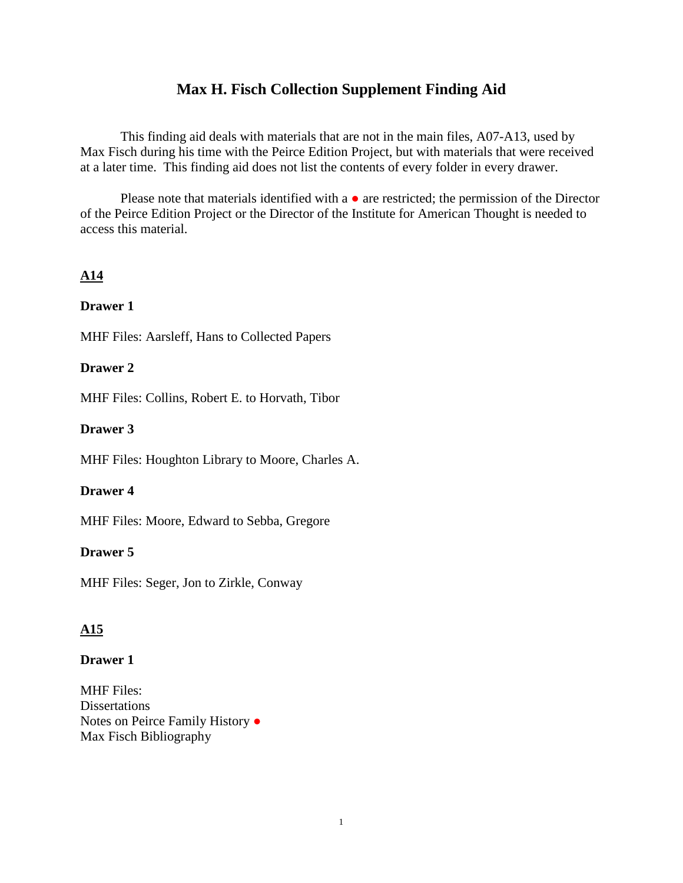# Max H. Fisch Collection Supplement Finding Aid

This finding aid deals with materials that are not in the main files, A07-A13, used by Max Fisch during his time with the Peirce Edition Project, but with materials that were received at a later time. This finding aid does not list the contents of every folder in every drawer.

Please note that materials identified with a ● are restricted; the permission of the Director of the Peirce Edition Project or the Director of the Institute for American Thought is needed to access this material.

## A14

**Drawer 1**

MHF Files: Aarsleff, Hans to Collected Papers

**Drawer 2**

MHF Files: Collins, Robert E. to Horvath, Tibor

**Drawer 3**

MHF Files: Houghton Library to Moore, Charles A.

**Drawer 4**

MHF Files: Moore, Edward to Sebba, Gregore

**Drawer 5**

MHF Files: Seger, Jon to Zirkle, Conway

## A15

**Drawer 1**

MHF Files:
Dissertations
Notes on Peirce Family History ●
Max Fisch Bibliography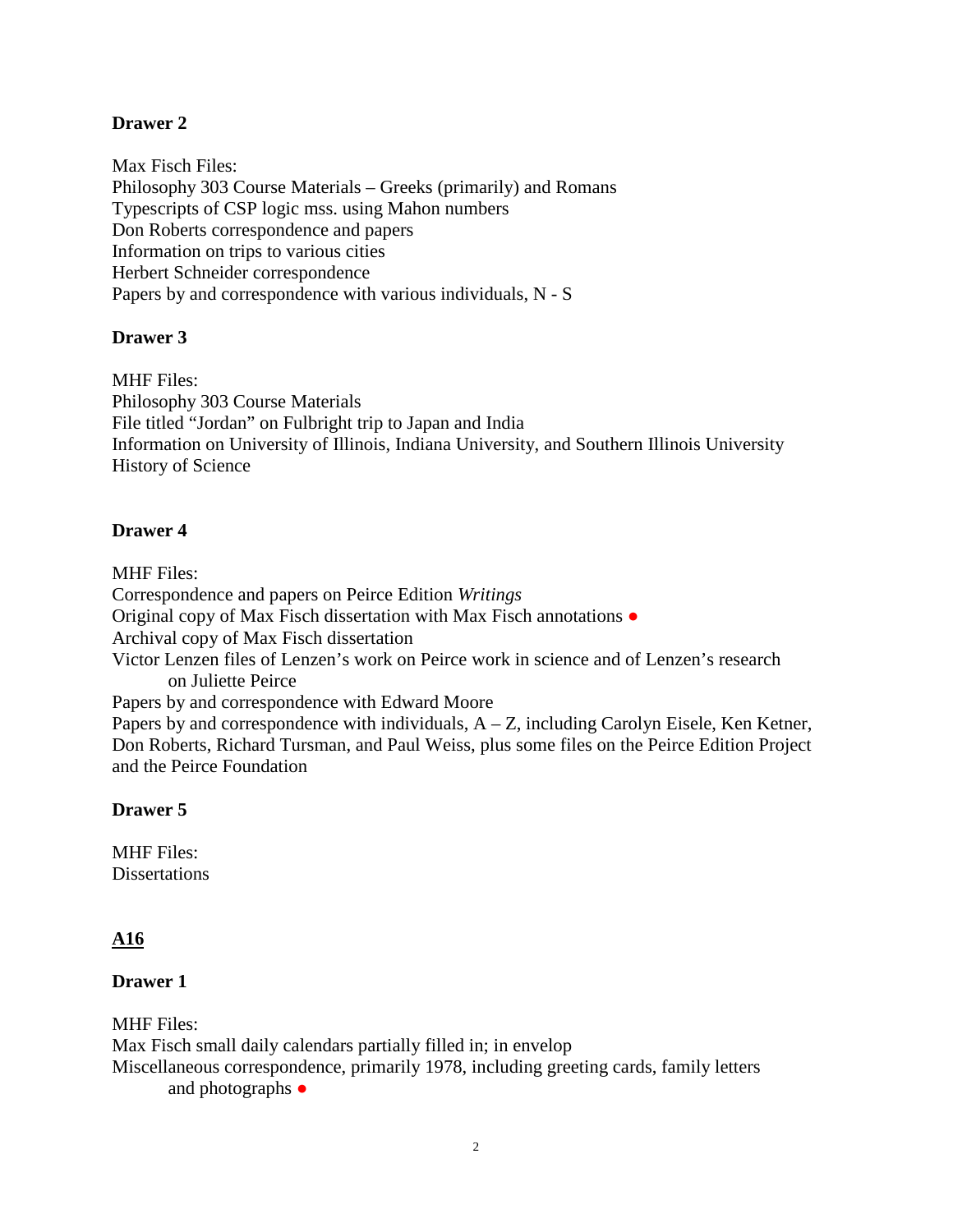**Drawer 2**

Max Fisch Files:
Philosophy 303 Course Materials – Greeks (primarily) and Romans
Typescripts of CSP logic mss. using Mahon numbers
Don Roberts correspondence and papers
Information on trips to various cities
Herbert Schneider correspondence
Papers by and correspondence with various individuals, N - S

**Drawer 3**

MHF Files:
Philosophy 303 Course Materials
File titled “Jordan” on Fulbright trip to Japan and India
Information on University of Illinois, Indiana University, and Southern Illinois University
History of Science

**Drawer 4**

MHF Files:
Correspondence and papers on Peirce Edition *Writings*
Original copy of Max Fisch dissertation with Max Fisch annotations ●
Archival copy of Max Fisch dissertation
Victor Lenzen files of Lenzen’s work on Peirce work in science and of Lenzen’s research on Juliette Peirce
Papers by and correspondence with Edward Moore
Papers by and correspondence with individuals, A – Z, including Carolyn Eisele, Ken Ketner, Don Roberts, Richard Tursman, and Paul Weiss, plus some files on the Peirce Edition Project and the Peirce Foundation

**Drawer 5**

MHF Files:
Dissertations

## A16

**Drawer 1**

MHF Files:
Max Fisch small daily calendars partially filled in; in envelop
Miscellaneous correspondence, primarily 1978, including greeting cards, family letters and photographs ●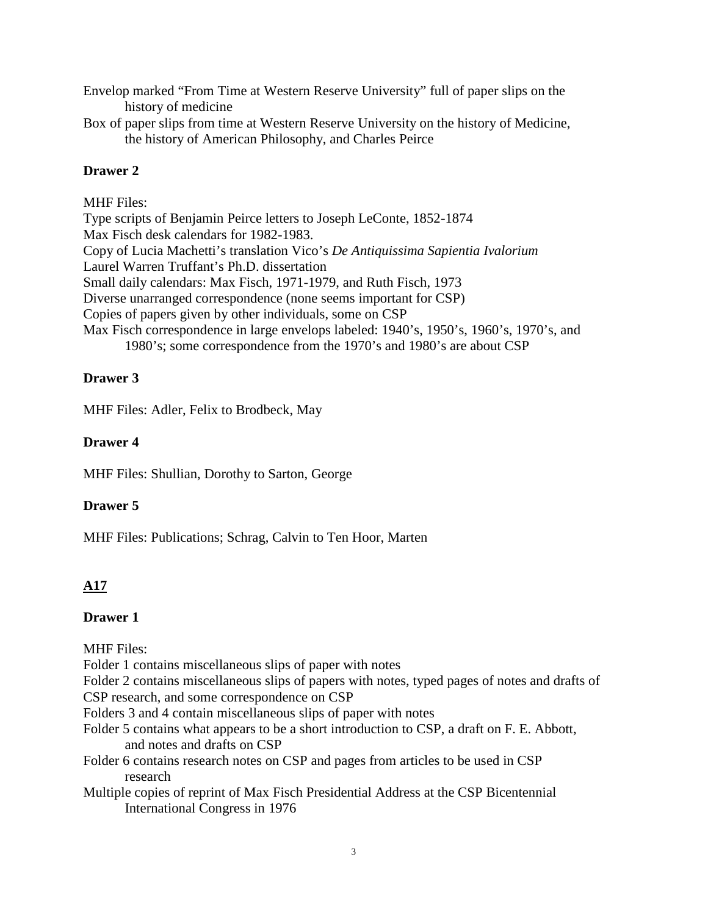Envelop marked “From Time at Western Reserve University” full of paper slips on the history of medicine

Box of paper slips from time at Western Reserve University on the history of Medicine, the history of American Philosophy, and Charles Peirce

**Drawer 2**

MHF Files:

Type scripts of Benjamin Peirce letters to Joseph LeConte, 1852-1874

Max Fisch desk calendars for 1982-1983.

Copy of Lucia Machetti’s translation Vico’s *De Antiquissima Sapientia Ivalorium*

Laurel Warren Truffant’s Ph.D. dissertation

Small daily calendars: Max Fisch, 1971-1979, and Ruth Fisch, 1973

Diverse unarranged correspondence (none seems important for CSP)

Copies of papers given by other individuals, some on CSP

Max Fisch correspondence in large envelops labeled: 1940’s, 1950’s, 1960’s, 1970’s, and 1980’s; some correspondence from the 1970’s and 1980’s are about CSP

**Drawer 3**

MHF Files: Adler, Felix to Brodbeck, May

**Drawer 4**

MHF Files: Shullian, Dorothy to Sarton, George

**Drawer 5**

MHF Files: Publications; Schrag, Calvin to Ten Hoor, Marten

## A17

**Drawer 1**

MHF Files:

Folder 1 contains miscellaneous slips of paper with notes

Folder 2 contains miscellaneous slips of papers with notes, typed pages of notes and drafts of CSP research, and some correspondence on CSP

Folders 3 and 4 contain miscellaneous slips of paper with notes

Folder 5 contains what appears to be a short introduction to CSP, a draft on F. E. Abbott, and notes and drafts on CSP

Folder 6 contains research notes on CSP and pages from articles to be used in CSP research

Multiple copies of reprint of Max Fisch Presidential Address at the CSP Bicentennial International Congress in 1976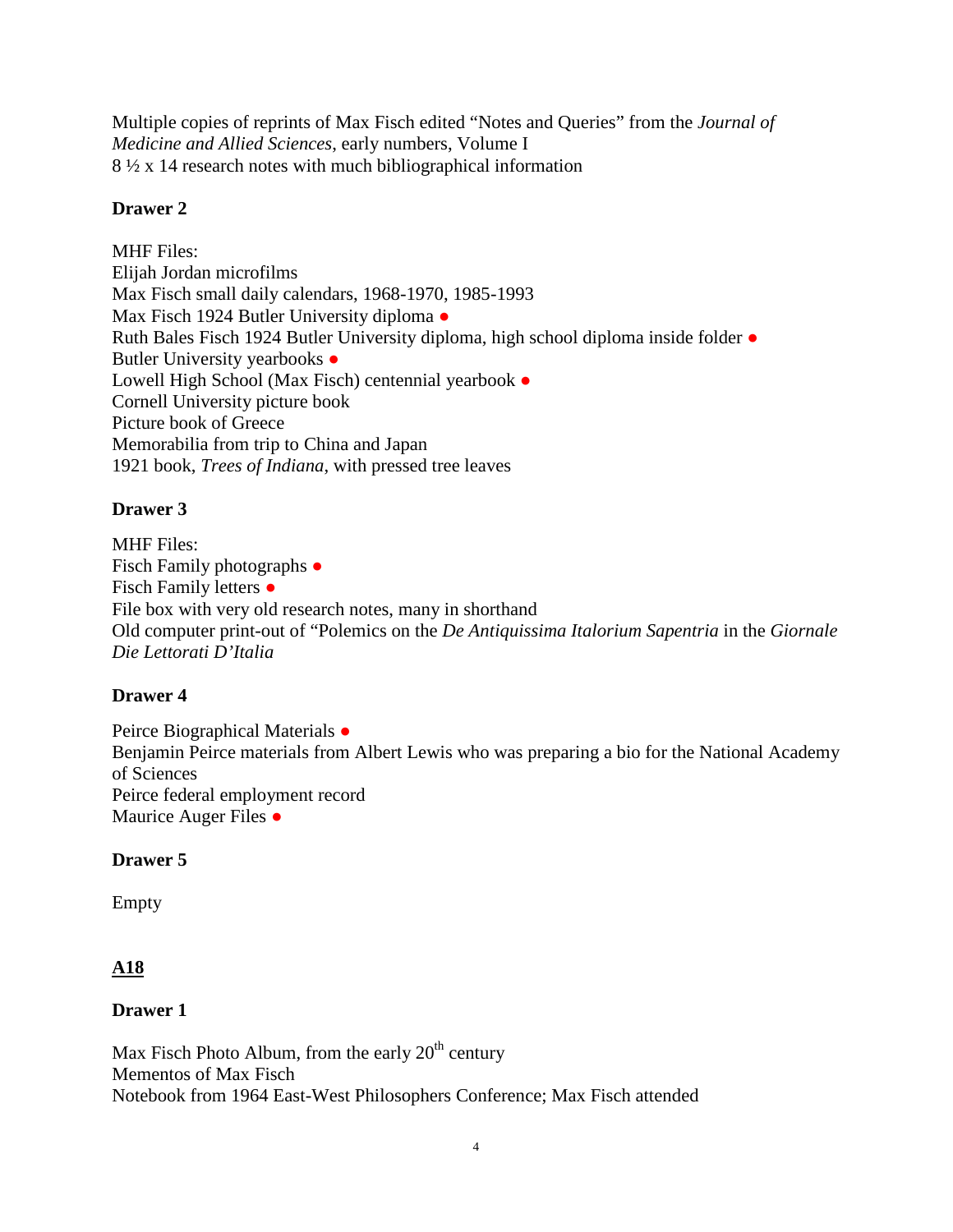Multiple copies of reprints of Max Fisch edited “Notes and Queries” from the *Journal of Medicine and Allied Sciences*, early numbers, Volume I
8 ½ x 14 research notes with much bibliographical information

**Drawer 2**

MHF Files:
Elijah Jordan microfilms
Max Fisch small daily calendars, 1968-1970, 1985-1993
Max Fisch 1924 Butler University diploma ●
Ruth Bales Fisch 1924 Butler University diploma, high school diploma inside folder ●
Butler University yearbooks ●
Lowell High School (Max Fisch) centennial yearbook ●
Cornell University picture book
Picture book of Greece
Memorabilia from trip to China and Japan
1921 book, *Trees of Indiana*, with pressed tree leaves

**Drawer 3**

MHF Files:
Fisch Family photographs ●
Fisch Family letters ●
File box with very old research notes, many in shorthand
Old computer print-out of “Polemics on the *De Antiquissima Italorium Sapentria* in the *Giornale Die Lettorati D’Italia*

**Drawer 4**

Peirce Biographical Materials ●
Benjamin Peirce materials from Albert Lewis who was preparing a bio for the National Academy of Sciences
Peirce federal employment record
Maurice Auger Files ●

**Drawer 5**

Empty

## <u>A18</u>

**Drawer 1**

Max Fisch Photo Album, from the early 20th century
Mementos of Max Fisch
Notebook from 1964 East-West Philosophers Conference; Max Fisch attended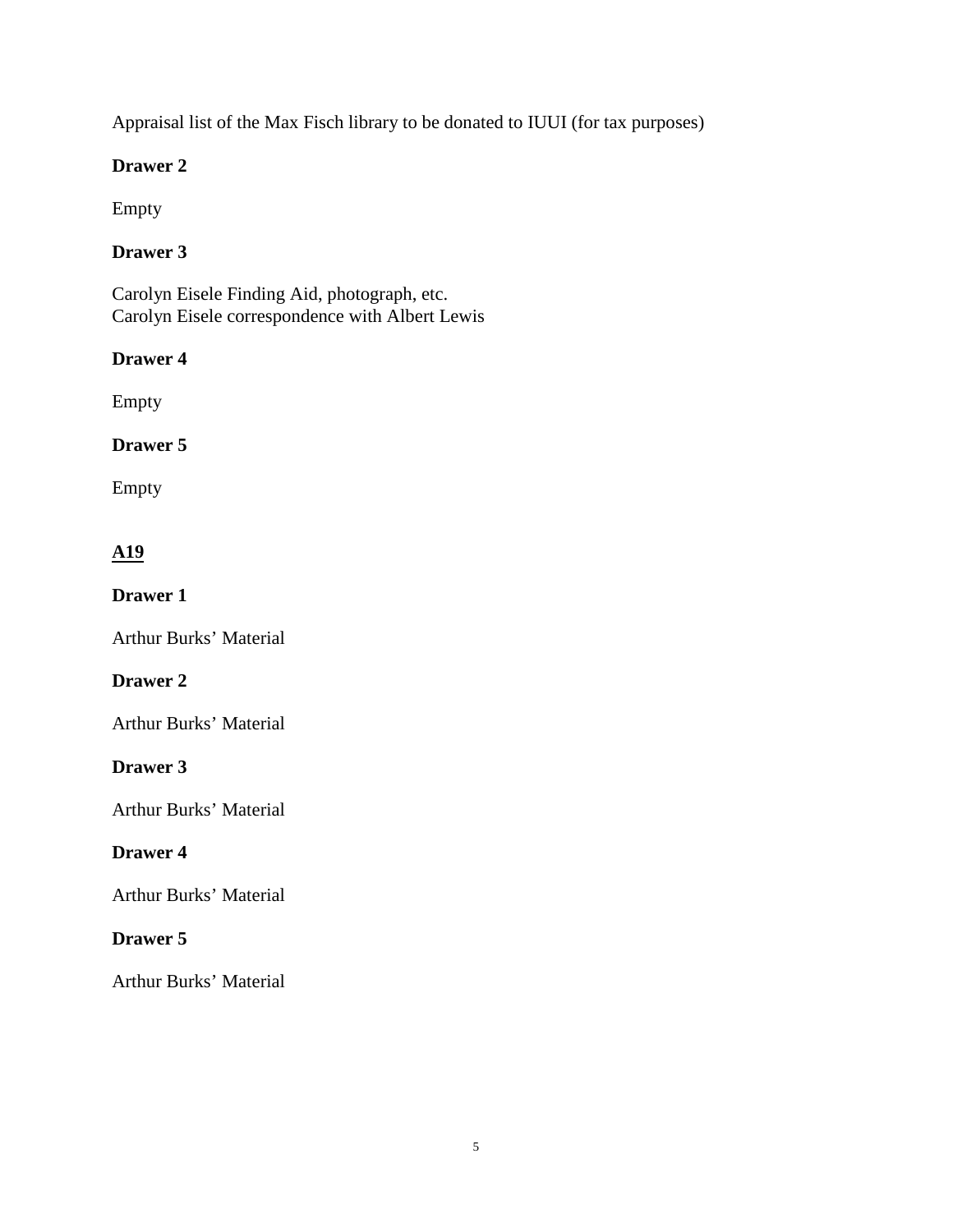Appraisal list of the Max Fisch library to be donated to IUUI (for tax purposes)

**Drawer 2**

Empty

**Drawer 3**

Carolyn Eisele Finding Aid, photograph, etc.
Carolyn Eisele correspondence with Albert Lewis

**Drawer 4**

Empty

**Drawer 5**

Empty

<u>**A19**</u>

**Drawer 1**

Arthur Burks' Material

**Drawer 2**

Arthur Burks' Material

**Drawer 3**

Arthur Burks' Material

**Drawer 4**

Arthur Burks' Material

**Drawer 5**

Arthur Burks' Material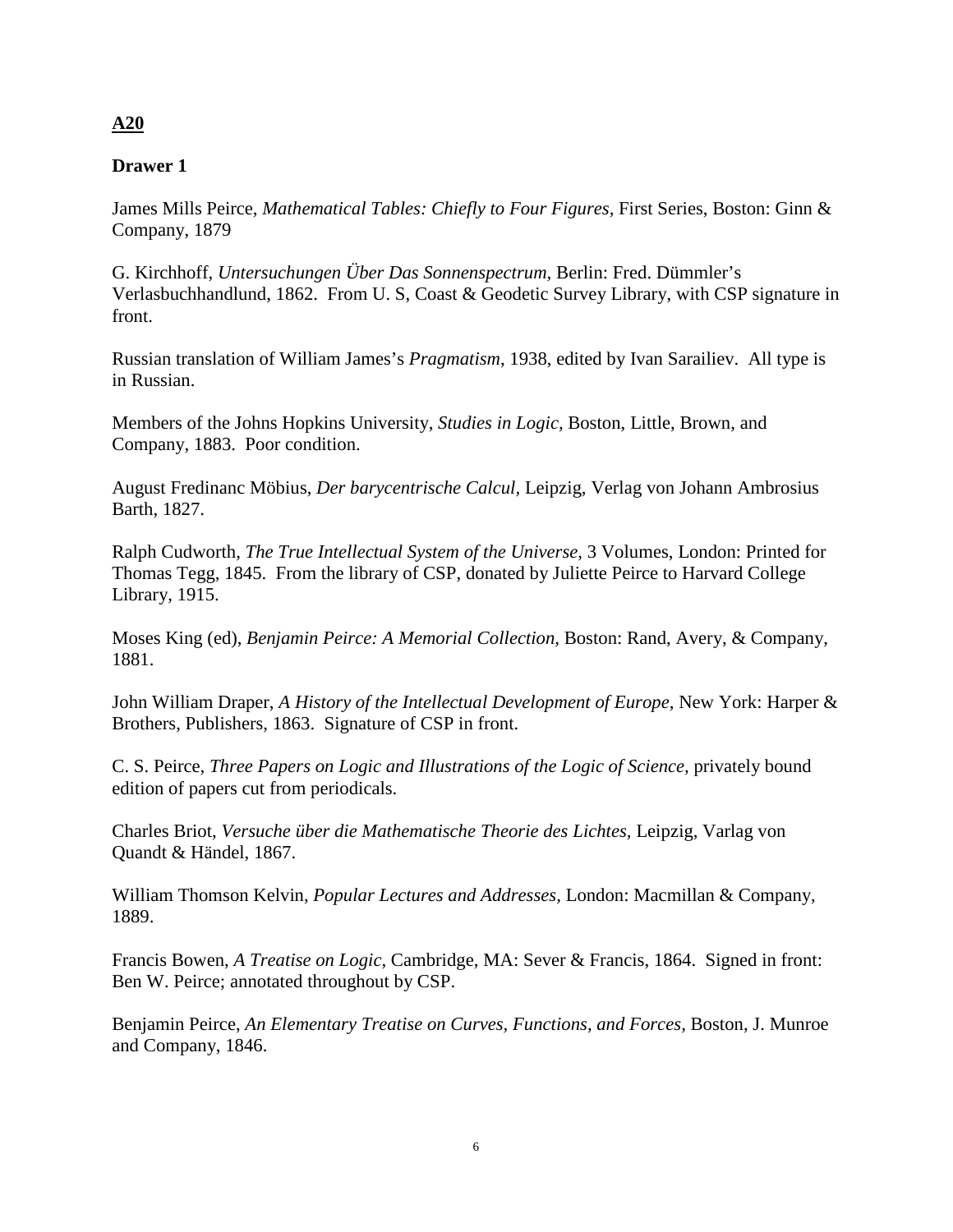**A20**

**Drawer 1**

James Mills Peirce, *Mathematical Tables: Chiefly to Four Figures*, First Series, Boston: Ginn & Company, 1879

G. Kirchhoff, *Untersuchungen Über Das Sonnenspectrum*, Berlin: Fred. Dümmler's Verlasbuchhandlund, 1862. From U. S, Coast & Geodetic Survey Library, with CSP signature in front.

Russian translation of William James's *Pragmatism*, 1938, edited by Ivan Sarailiev. All type is in Russian.

Members of the Johns Hopkins University, *Studies in Logic,* Boston, Little, Brown, and Company, 1883. Poor condition.

August Fredinanc Möbius, *Der barycentrische Calcul*, Leipzig, Verlag von Johann Ambrosius Barth, 1827.

Ralph Cudworth, *The True Intellectual System of the Universe,* 3 Volumes, London: Printed for Thomas Tegg, 1845. From the library of CSP, donated by Juliette Peirce to Harvard College Library, 1915.

Moses King (ed), *Benjamin Peirce: A Memorial Collection,* Boston: Rand, Avery, & Company, 1881.

John William Draper, *A History of the Intellectual Development of Europe,* New York: Harper & Brothers, Publishers, 1863. Signature of CSP in front.

C. S. Peirce, *Three Papers on Logic and Illustrations of the Logic of Science,* privately bound edition of papers cut from periodicals.

Charles Briot, *Versuche über die Mathematische Theorie des Lichtes,* Leipzig, Varlag von Quandt & Händel, 1867.

William Thomson Kelvin, *Popular Lectures and Addresses,* London: Macmillan & Company, 1889.

Francis Bowen, *A Treatise on Logic,* Cambridge, MA: Sever & Francis, 1864. Signed in front: Ben W. Peirce; annotated throughout by CSP.

Benjamin Peirce, *An Elementary Treatise on Curves, Functions, and Forces,* Boston, J. Munroe and Company, 1846.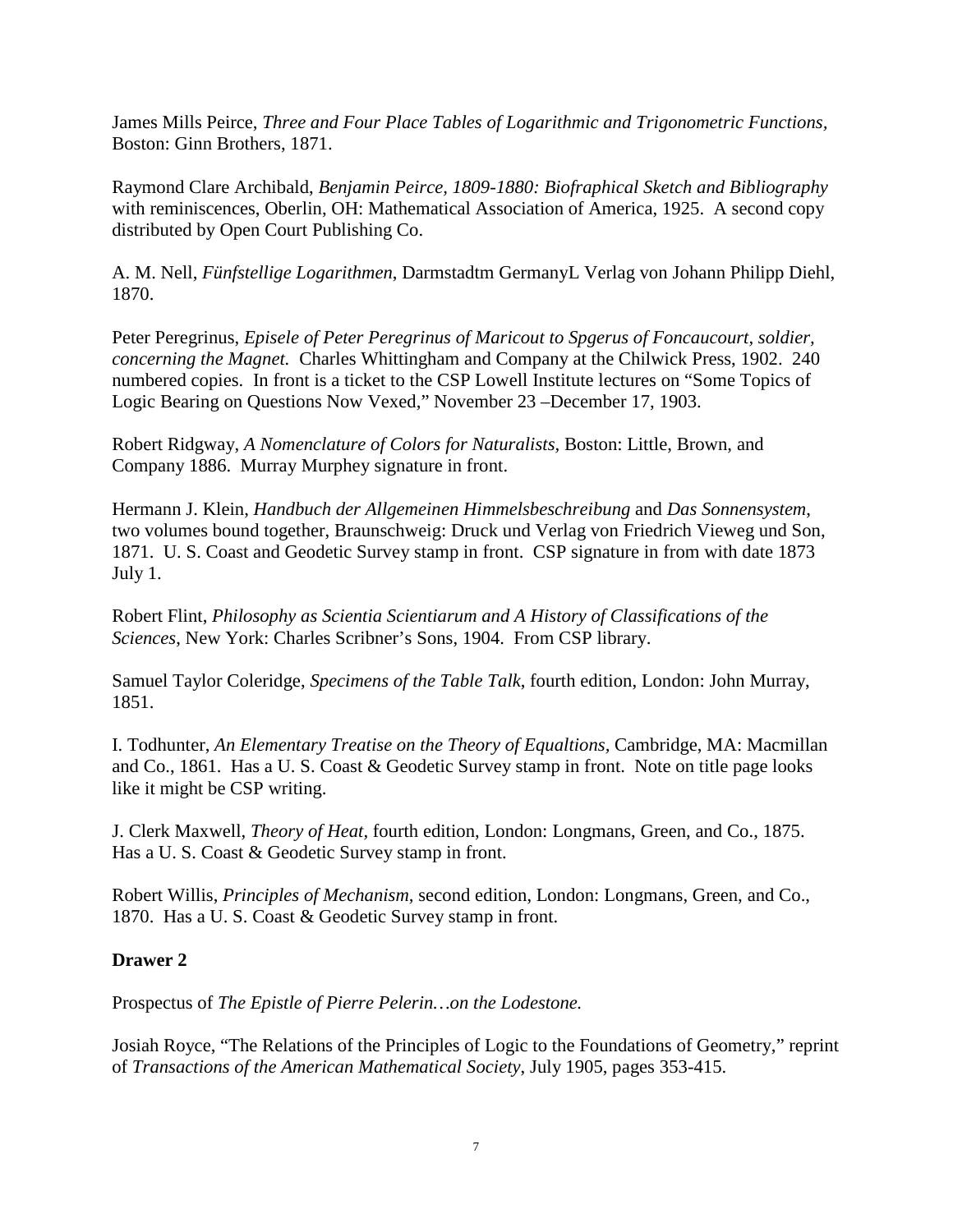James Mills Peirce, *Three and Four Place Tables of Logarithmic and Trigonometric Functions,* Boston: Ginn Brothers, 1871.

Raymond Clare Archibald, *Benjamin Peirce, 1809-1880: Biofraphical Sketch and Bibliography* with reminiscences, Oberlin, OH: Mathematical Association of America, 1925. A second copy distributed by Open Court Publishing Co.

A. M. Nell, *Fünfstellige Logarithmen*, Darmstadtm GermanyL Verlag von Johann Philipp Diehl, 1870.

Peter Peregrinus, *Episele of Peter Peregrinus of Maricout to Spgerus of Foncaucourt, soldier, concerning the Magnet.* Charles Whittingham and Company at the Chilwick Press, 1902. 240 numbered copies. In front is a ticket to the CSP Lowell Institute lectures on "Some Topics of Logic Bearing on Questions Now Vexed," November 23 –December 17, 1903.

Robert Ridgway, *A Nomenclature of Colors for Naturalists,* Boston: Little, Brown, and Company 1886. Murray Murphey signature in front.

Hermann J. Klein, *Handbuch der Allgemeinen Himmelsbeschreibung* and *Das Sonnensystem*, two volumes bound together, Braunschweig: Druck und Verlag von Friedrich Vieweg und Son, 1871. U. S. Coast and Geodetic Survey stamp in front. CSP signature in from with date 1873 July 1.

Robert Flint, *Philosophy as Scientia Scientiarum and A History of Classifications of the Sciences,* New York: Charles Scribner's Sons, 1904. From CSP library.

Samuel Taylor Coleridge, *Specimens of the Table Talk*, fourth edition, London: John Murray, 1851.

I. Todhunter, *An Elementary Treatise on the Theory of Equaltions,* Cambridge, MA: Macmillan and Co., 1861. Has a U. S. Coast & Geodetic Survey stamp in front. Note on title page looks like it might be CSP writing.

J. Clerk Maxwell, *Theory of Heat,* fourth edition, London: Longmans, Green, and Co., 1875. Has a U. S. Coast & Geodetic Survey stamp in front.

Robert Willis, *Principles of Mechanism,* second edition, London: Longmans, Green, and Co., 1870. Has a U. S. Coast & Geodetic Survey stamp in front.

**Drawer 2**

Prospectus of *The Epistle of Pierre Pelerin…on the Lodestone.*

Josiah Royce, "The Relations of the Principles of Logic to the Foundations of Geometry," reprint of *Transactions of the American Mathematical Society*, July 1905, pages 353-415.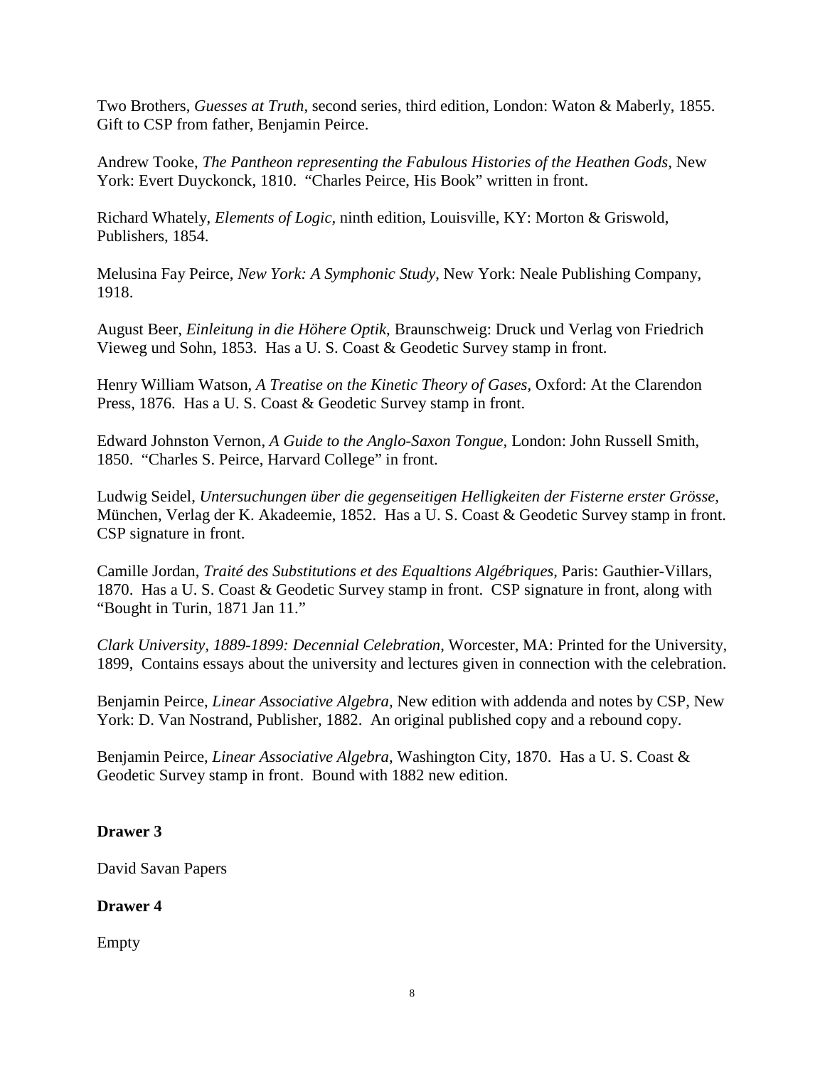Two Brothers, *Guesses at Truth*, second series, third edition, London: Waton & Maberly, 1855. Gift to CSP from father, Benjamin Peirce.

Andrew Tooke, *The Pantheon representing the Fabulous Histories of the Heathen Gods*, New York: Evert Duyckonck, 1810. "Charles Peirce, His Book" written in front.

Richard Whately, *Elements of Logic,* ninth edition, Louisville, KY: Morton & Griswold, Publishers, 1854.

Melusina Fay Peirce, *New York: A Symphonic Study*, New York: Neale Publishing Company, 1918.

August Beer, *Einleitung in die Höhere Optik*, Braunschweig: Druck und Verlag von Friedrich Vieweg und Sohn, 1853. Has a U. S. Coast & Geodetic Survey stamp in front.

Henry William Watson, *A Treatise on the Kinetic Theory of Gases,* Oxford: At the Clarendon Press, 1876. Has a U. S. Coast & Geodetic Survey stamp in front.

Edward Johnston Vernon, *A Guide to the Anglo-Saxon Tongue,* London: John Russell Smith, 1850. "Charles S. Peirce, Harvard College" in front.

Ludwig Seidel, *Untersuchungen über die gegenseitigen Helligkeiten der Fisterne erster Grösse,* München, Verlag der K. Akadeemie, 1852. Has a U. S. Coast & Geodetic Survey stamp in front. CSP signature in front.

Camille Jordan, *Traité des Substitutions et des Equaltions Algébriques,* Paris: Gauthier-Villars, 1870. Has a U. S. Coast & Geodetic Survey stamp in front. CSP signature in front, along with "Bought in Turin, 1871 Jan 11."

*Clark University, 1889-1899: Decennial Celebration*, Worcester, MA: Printed for the University, 1899, Contains essays about the university and lectures given in connection with the celebration.

Benjamin Peirce, *Linear Associative Algebra,* New edition with addenda and notes by CSP, New York: D. Van Nostrand, Publisher, 1882. An original published copy and a rebound copy.

Benjamin Peirce, *Linear Associative Algebra*, Washington City, 1870. Has a U. S. Coast & Geodetic Survey stamp in front. Bound with 1882 new edition.

**Drawer 3**

David Savan Papers

**Drawer 4**

Empty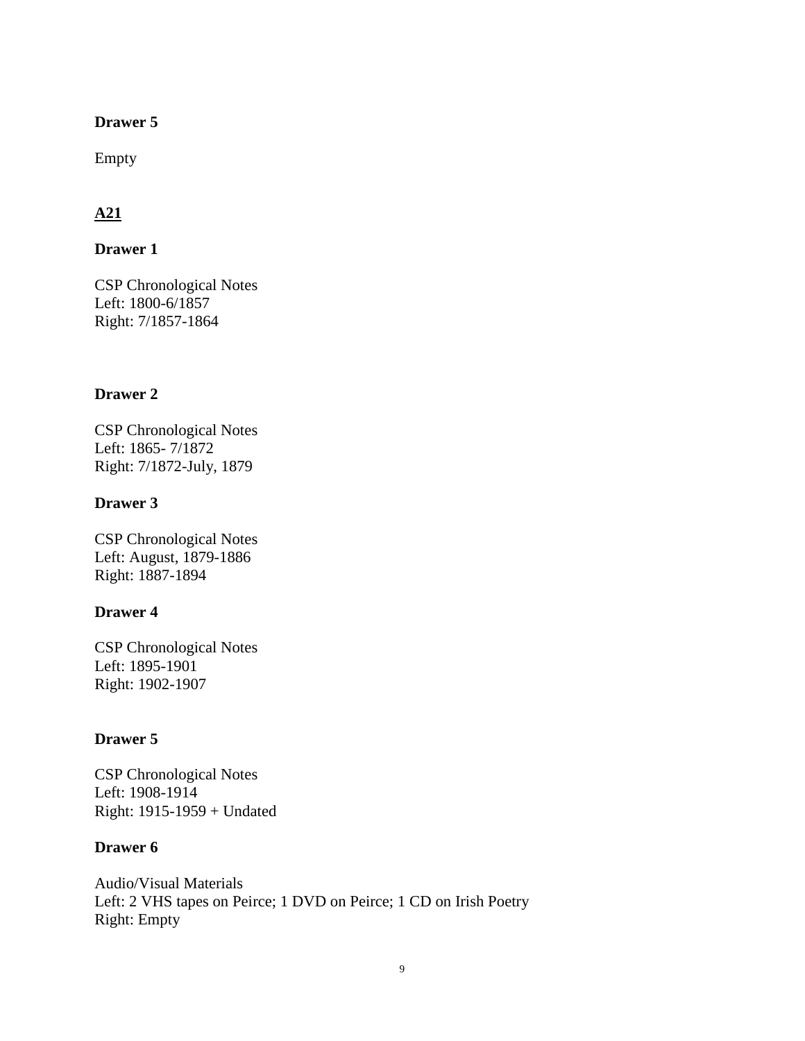**Drawer 5**

Empty

**A21**

**Drawer 1**

CSP Chronological Notes
Left: 1800-6/1857
Right: 7/1857-1864

**Drawer 2**

CSP Chronological Notes
Left: 1865- 7/1872
Right: 7/1872-July, 1879

**Drawer 3**

CSP Chronological Notes
Left: August, 1879-1886
Right: 1887-1894

**Drawer 4**

CSP Chronological Notes
Left: 1895-1901
Right: 1902-1907

**Drawer 5**

CSP Chronological Notes
Left: 1908-1914
Right: 1915-1959 + Undated

**Drawer 6**

Audio/Visual Materials
Left: 2 VHS tapes on Peirce; 1 DVD on Peirce; 1 CD on Irish Poetry
Right: Empty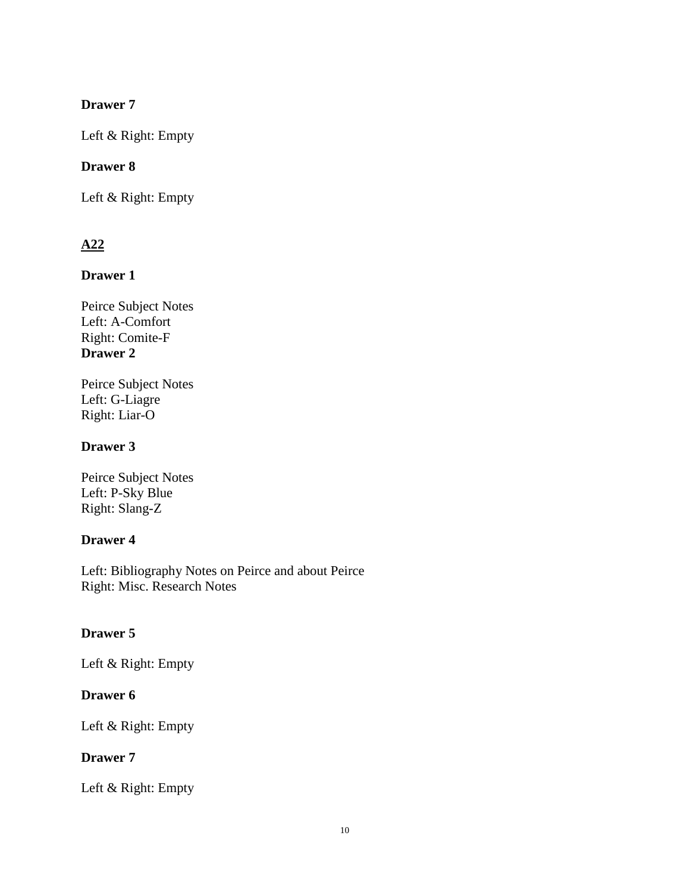**Drawer 7**

Left & Right: Empty

**Drawer 8**

Left & Right: Empty

## A22

**Drawer 1**

Peirce Subject Notes
Left: A-Comfort
Right: Comite-F

**Drawer 2**

Peirce Subject Notes
Left: G-Liagre
Right: Liar-O

**Drawer 3**

Peirce Subject Notes
Left: P-Sky Blue
Right: Slang-Z

**Drawer 4**

Left: Bibliography Notes on Peirce and about Peirce
Right: Misc. Research Notes

**Drawer 5**

Left & Right: Empty

**Drawer 6**

Left & Right: Empty

**Drawer 7**

Left & Right: Empty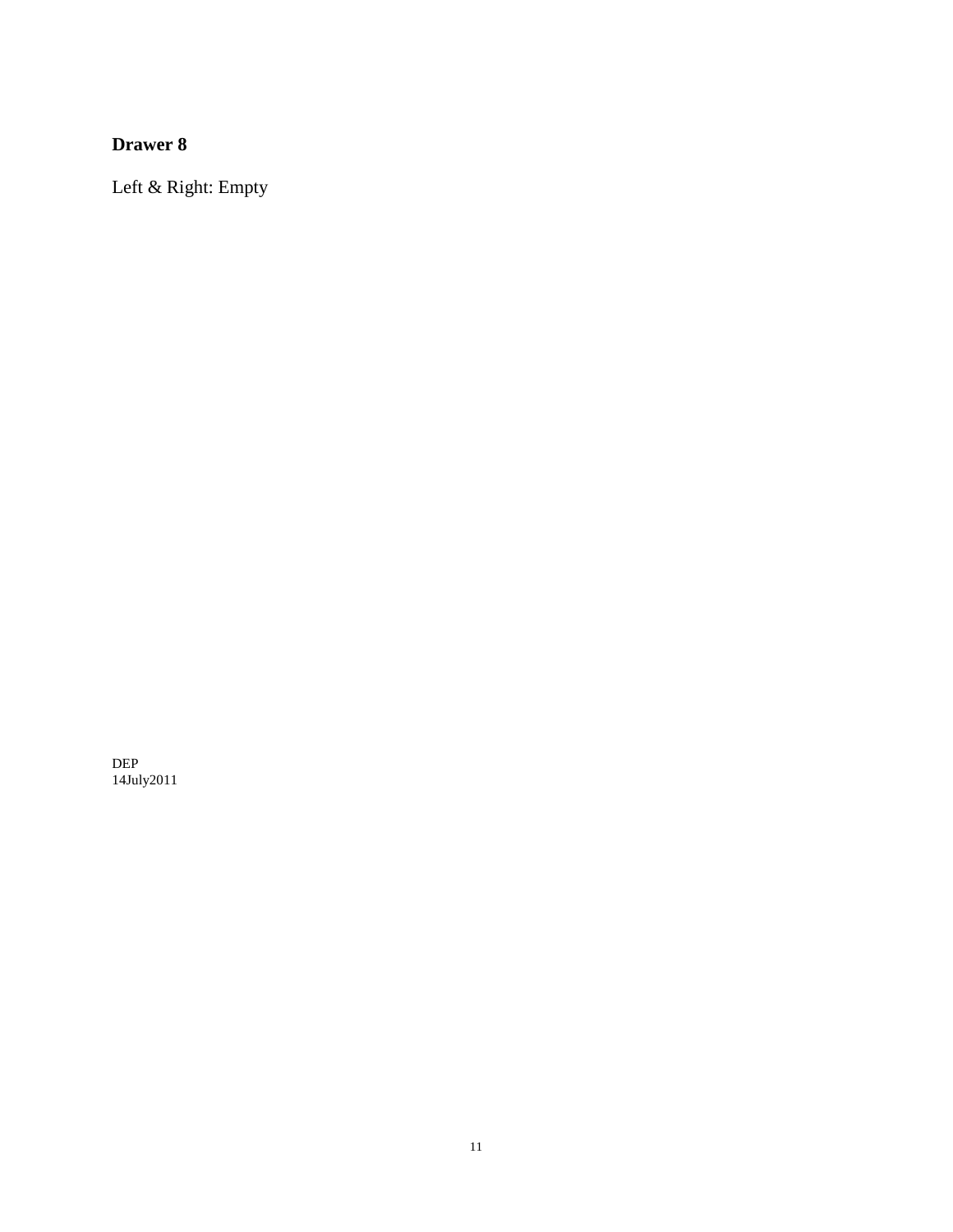**Drawer 8**

Left & Right: Empty

DEP
14July2011